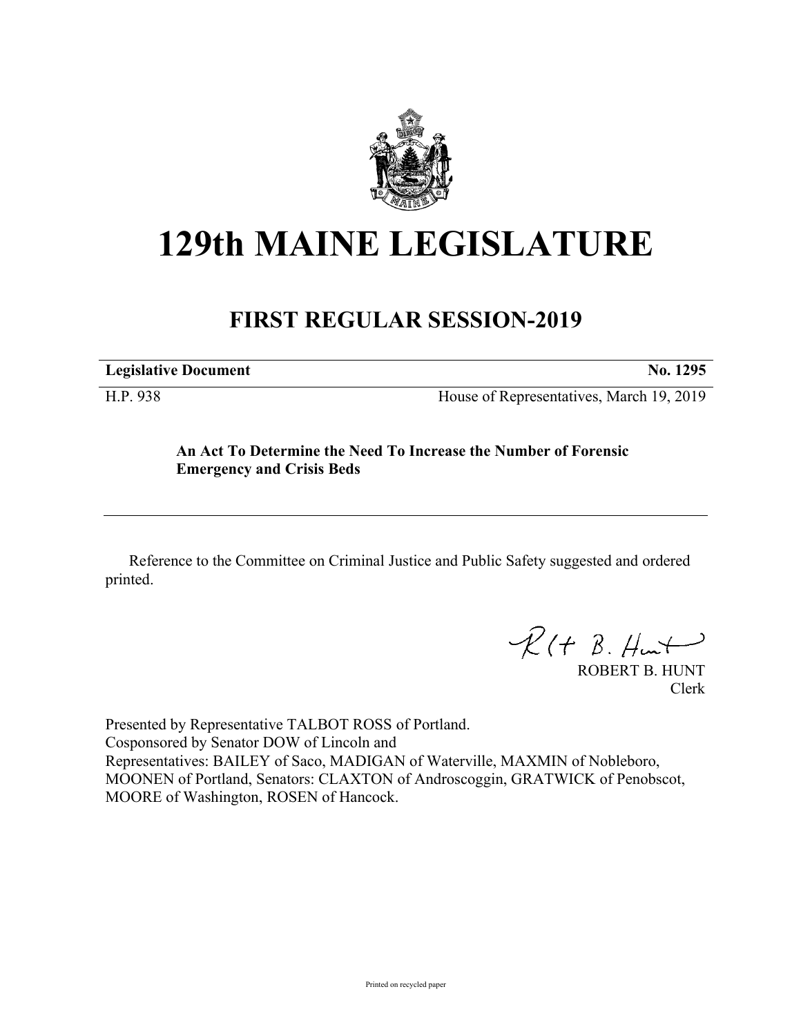# 129th MAINE LEGISLATURE

## FIRST REGULAR SESSION-2019

**Legislative Document** **No. 1295**

H.P. 938 House of Representatives, March 19, 2019

**An Act To Determine the Need To Increase the Number of Forensic Emergency and Crisis Beds**

---

Reference to the Committee on Criminal Justice and Public Safety suggested and ordered printed.

ROBERT B. HUNT
Clerk

Presented by Representative TALBOT ROSS of Portland.
Cosponsored by Senator DOW of Lincoln and
Representatives: BAILEY of Saco, MADIGAN of Waterville, MAXMIN of Nobleboro, MOONEN of Portland, Senators: CLAXTON of Androscoggin, GRATWICK of Penobscot, MOORE of Washington, ROSEN of Hancock.

Printed on recycled paper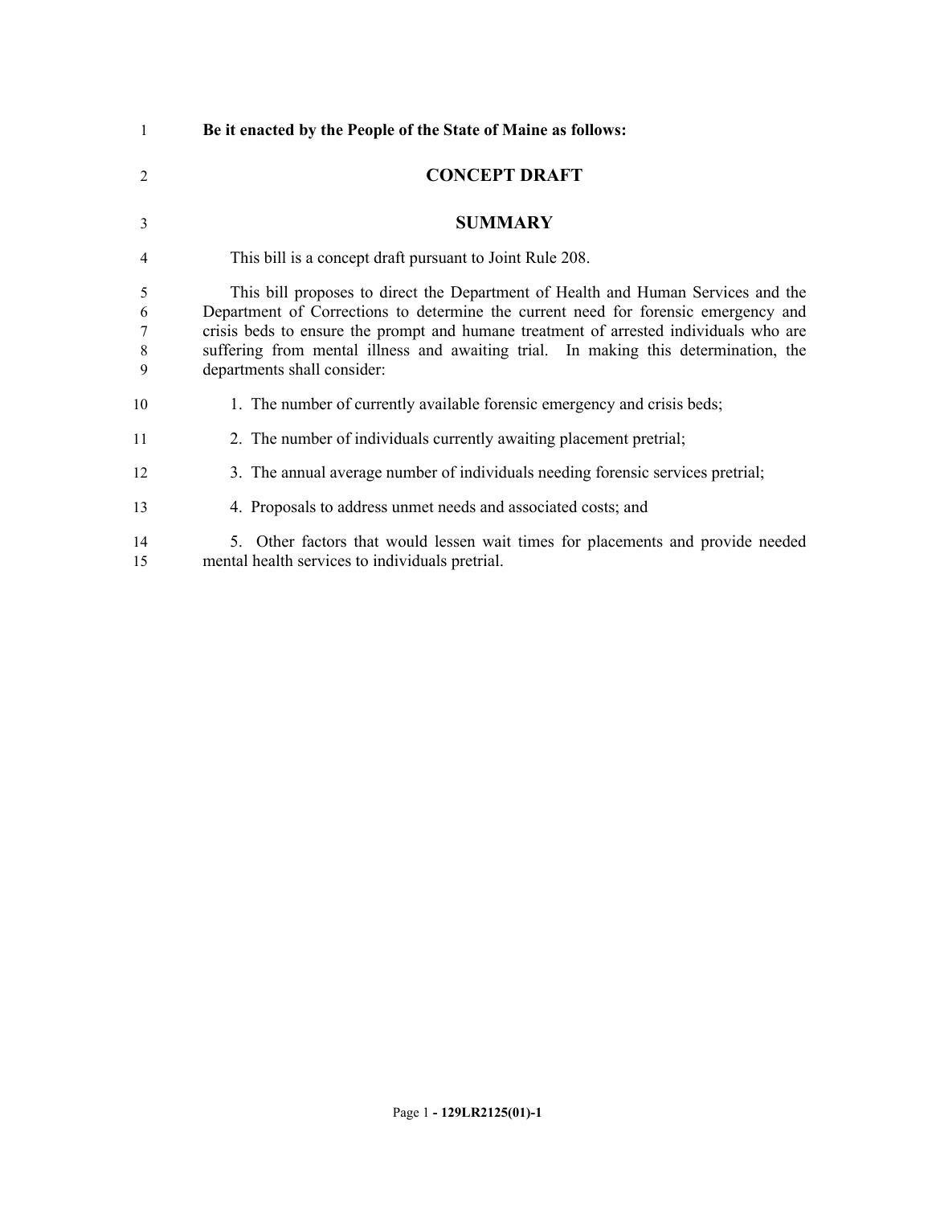**Be it enacted by the People of the State of Maine as follows:**

## CONCEPT DRAFT

## SUMMARY

This bill is a concept draft pursuant to Joint Rule 208.

This bill proposes to direct the Department of Health and Human Services and the Department of Corrections to determine the current need for forensic emergency and crisis beds to ensure the prompt and humane treatment of arrested individuals who are suffering from mental illness and awaiting trial. In making this determination, the departments shall consider:

1. The number of currently available forensic emergency and crisis beds;

2. The number of individuals currently awaiting placement pretrial;

3. The annual average number of individuals needing forensic services pretrial;

4. Proposals to address unmet needs and associated costs; and

5. Other factors that would lessen wait times for placements and provide needed mental health services to individuals pretrial.